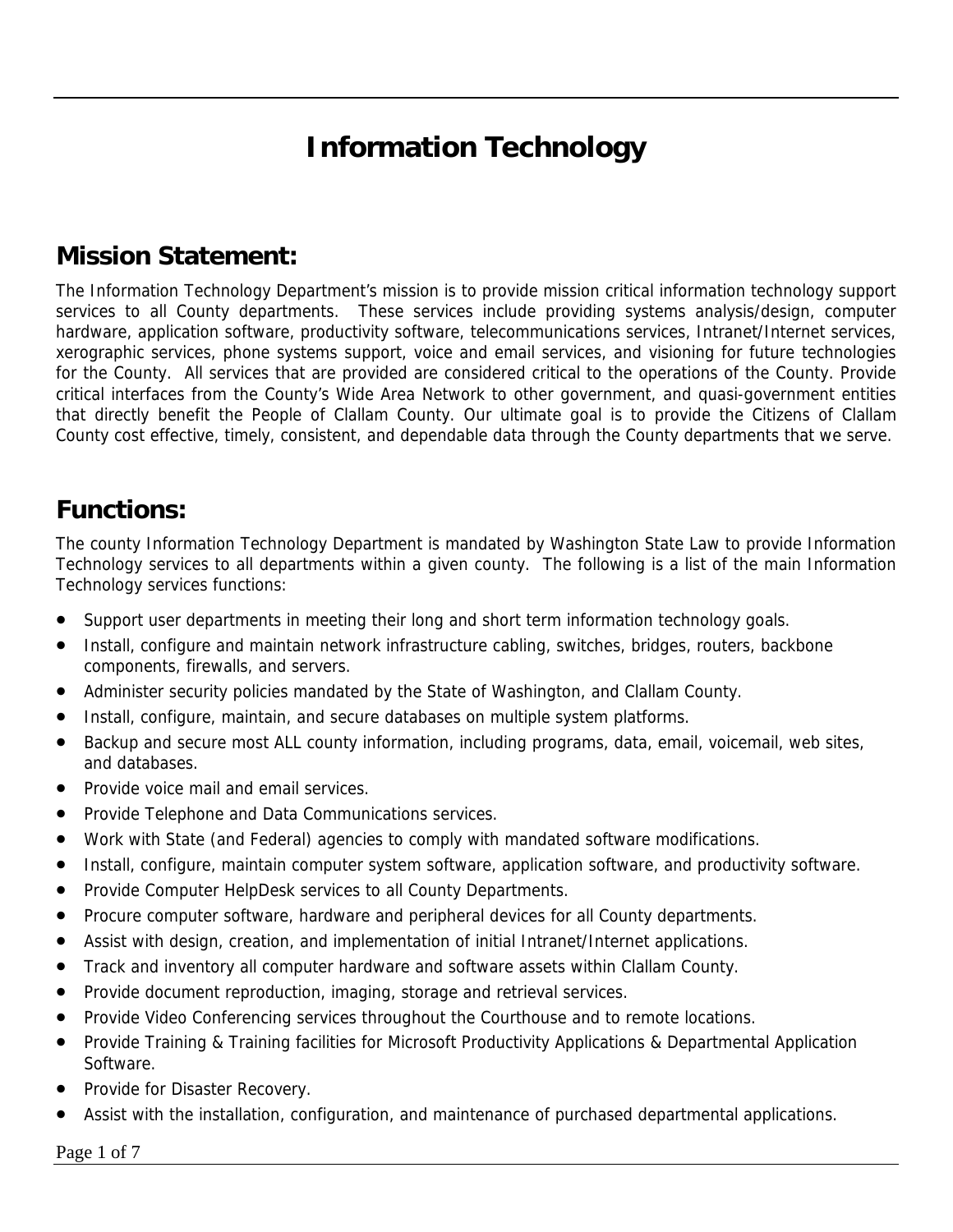# Information Technology

## Mission Statement:

The Information Technology Department's mission is to provide mission critical information technology support services to all County departments. These services include providing systems analysis/design, computer hardware, application software, productivity software, telecommunications services, Intranet/Internet services, xerographic services, phone systems support, voice and email services, and visioning for future technologies for the County. All services that are provided are considered critical to the operations of the County. Provide critical interfaces from the County's Wide Area Network to other government, and quasi-government entities that directly benefit the People of Clallam County. Our ultimate goal is to provide the Citizens of Clallam County cost effective, timely, consistent, and dependable data through the County departments that we serve.

## Functions:

The county Information Technology Department is mandated by Washington State Law to provide Information Technology services to all departments within a given county. The following is a list of the main Information Technology services functions:

- Support user departments in meeting their long and short term information technology goals.
- Install, configure and maintain network infrastructure cabling, switches, bridges, routers, backbone components, firewalls, and servers.
- Administer security policies mandated by the State of Washington, and Clallam County.
- Install, configure, maintain, and secure databases on multiple system platforms.
- Backup and secure most ALL county information, including programs, data, email, voicemail, web sites, and databases.
- Provide voice mail and email services.
- Provide Telephone and Data Communications services.
- Work with State (and Federal) agencies to comply with mandated software modifications.
- Install, configure, maintain computer system software, application software, and productivity software.
- Provide Computer HelpDesk services to all County Departments.
- Procure computer software, hardware and peripheral devices for all County departments.
- Assist with design, creation, and implementation of initial Intranet/Internet applications.
- Track and inventory all computer hardware and software assets within Clallam County.
- Provide document reproduction, imaging, storage and retrieval services.
- Provide Video Conferencing services throughout the Courthouse and to remote locations.
- Provide Training & Training facilities for Microsoft Productivity Applications & Departmental Application Software.
- Provide for Disaster Recovery.
- Assist with the installation, configuration, and maintenance of purchased departmental applications.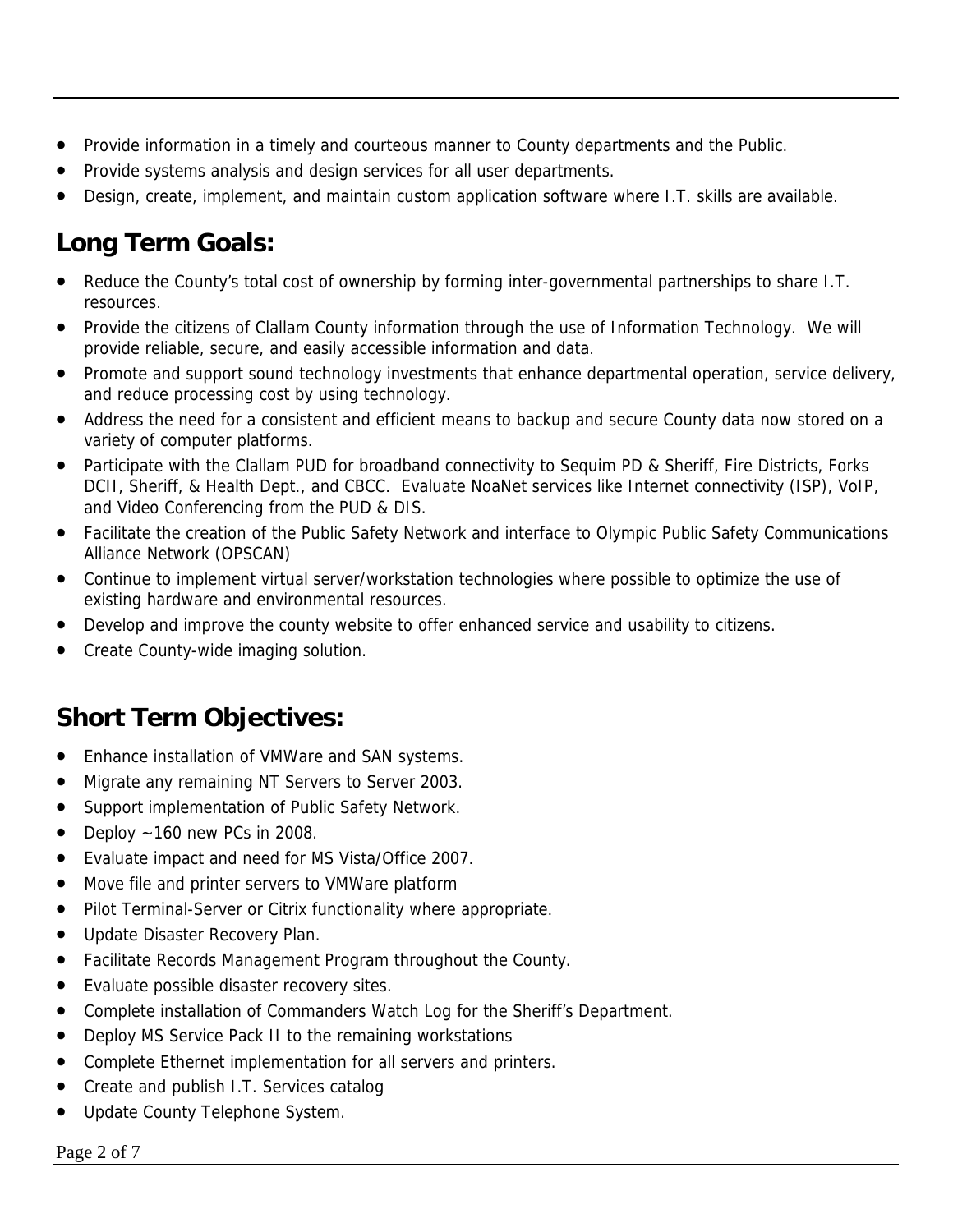- Provide information in a timely and courteous manner to County departments and the Public.
- Provide systems analysis and design services for all user departments.
- Design, create, implement, and maintain custom application software where I.T. skills are available.

## Long Term Goals:

- Reduce the County's total cost of ownership by forming inter-governmental partnerships to share I.T. resources.
- Provide the citizens of Clallam County information through the use of Information Technology. We will provide reliable, secure, and easily accessible information and data.
- Promote and support sound technology investments that enhance departmental operation, service delivery, and reduce processing cost by using technology.
- Address the need for a consistent and efficient means to backup and secure County data now stored on a variety of computer platforms.
- Participate with the Clallam PUD for broadband connectivity to Sequim PD & Sheriff, Fire Districts, Forks DCII, Sheriff, & Health Dept., and CBCC. Evaluate NoaNet services like Internet connectivity (ISP), VoIP, and Video Conferencing from the PUD & DIS.
- Facilitate the creation of the Public Safety Network and interface to Olympic Public Safety Communications Alliance Network (OPSCAN)
- Continue to implement virtual server/workstation technologies where possible to optimize the use of existing hardware and environmental resources.
- Develop and improve the county website to offer enhanced service and usability to citizens.
- Create County-wide imaging solution.

## Short Term Objectives:

- Enhance installation of VMWare and SAN systems.
- Migrate any remaining NT Servers to Server 2003.
- Support implementation of Public Safety Network.
- Deploy ~160 new PCs in 2008.
- Evaluate impact and need for MS Vista/Office 2007.
- Move file and printer servers to VMWare platform
- Pilot Terminal-Server or Citrix functionality where appropriate.
- Update Disaster Recovery Plan.
- Facilitate Records Management Program throughout the County.
- Evaluate possible disaster recovery sites.
- Complete installation of Commanders Watch Log for the Sheriff's Department.
- Deploy MS Service Pack II to the remaining workstations
- Complete Ethernet implementation for all servers and printers.
- Create and publish I.T. Services catalog
- Update County Telephone System.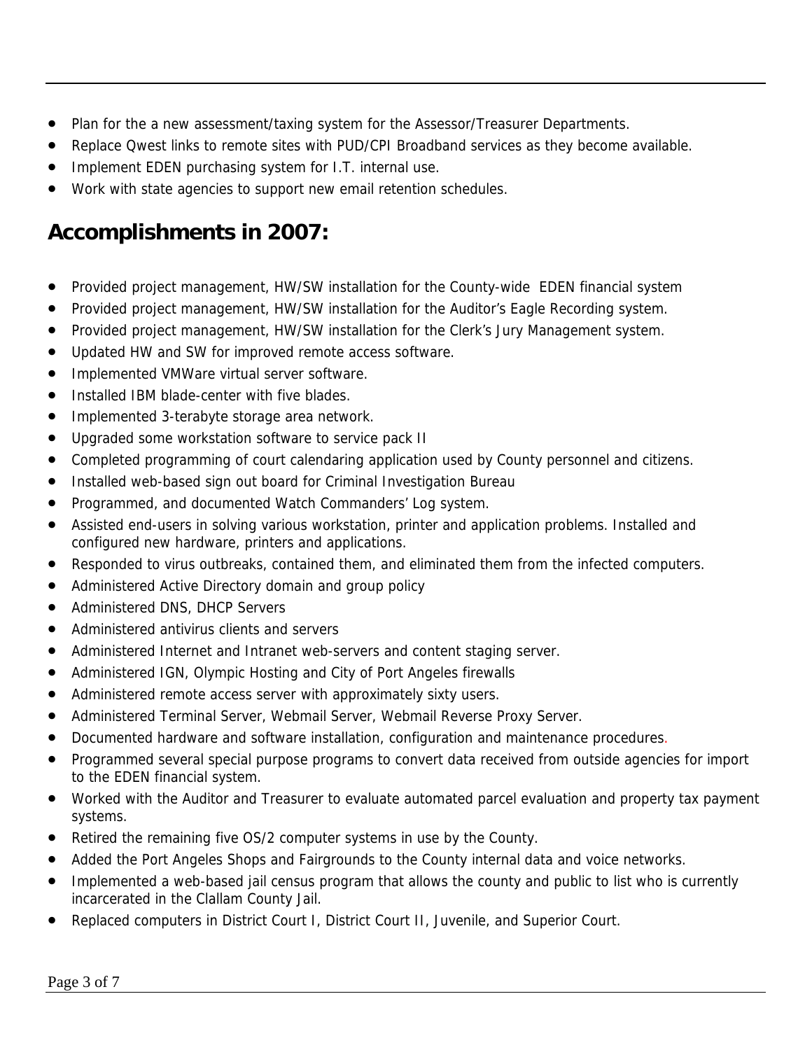- Plan for the a new assessment/taxing system for the Assessor/Treasurer Departments.
- Replace Qwest links to remote sites with PUD/CPI Broadband services as they become available.
- Implement EDEN purchasing system for I.T. internal use.
- Work with state agencies to support new email retention schedules.

## Accomplishments in 2007:

- Provided project management, HW/SW installation for the County-wide EDEN financial system
- Provided project management, HW/SW installation for the Auditor's Eagle Recording system.
- Provided project management, HW/SW installation for the Clerk's Jury Management system.
- Updated HW and SW for improved remote access software.
- Implemented VMWare virtual server software.
- Installed IBM blade-center with five blades.
- Implemented 3-terabyte storage area network.
- Upgraded some workstation software to service pack II
- Completed programming of court calendaring application used by County personnel and citizens.
- Installed web-based sign out board for Criminal Investigation Bureau
- Programmed, and documented Watch Commanders' Log system.
- Assisted end-users in solving various workstation, printer and application problems. Installed and configured new hardware, printers and applications.
- Responded to virus outbreaks, contained them, and eliminated them from the infected computers.
- Administered Active Directory domain and group policy
- Administered DNS, DHCP Servers
- Administered antivirus clients and servers
- Administered Internet and Intranet web-servers and content staging server.
- Administered IGN, Olympic Hosting and City of Port Angeles firewalls
- Administered remote access server with approximately sixty users.
- Administered Terminal Server, Webmail Server, Webmail Reverse Proxy Server.
- Documented hardware and software installation, configuration and maintenance procedures.
- Programmed several special purpose programs to convert data received from outside agencies for import to the EDEN financial system.
- Worked with the Auditor and Treasurer to evaluate automated parcel evaluation and property tax payment systems.
- Retired the remaining five OS/2 computer systems in use by the County.
- Added the Port Angeles Shops and Fairgrounds to the County internal data and voice networks.
- Implemented a web-based jail census program that allows the county and public to list who is currently incarcerated in the Clallam County Jail.
- Replaced computers in District Court I, District Court II, Juvenile, and Superior Court.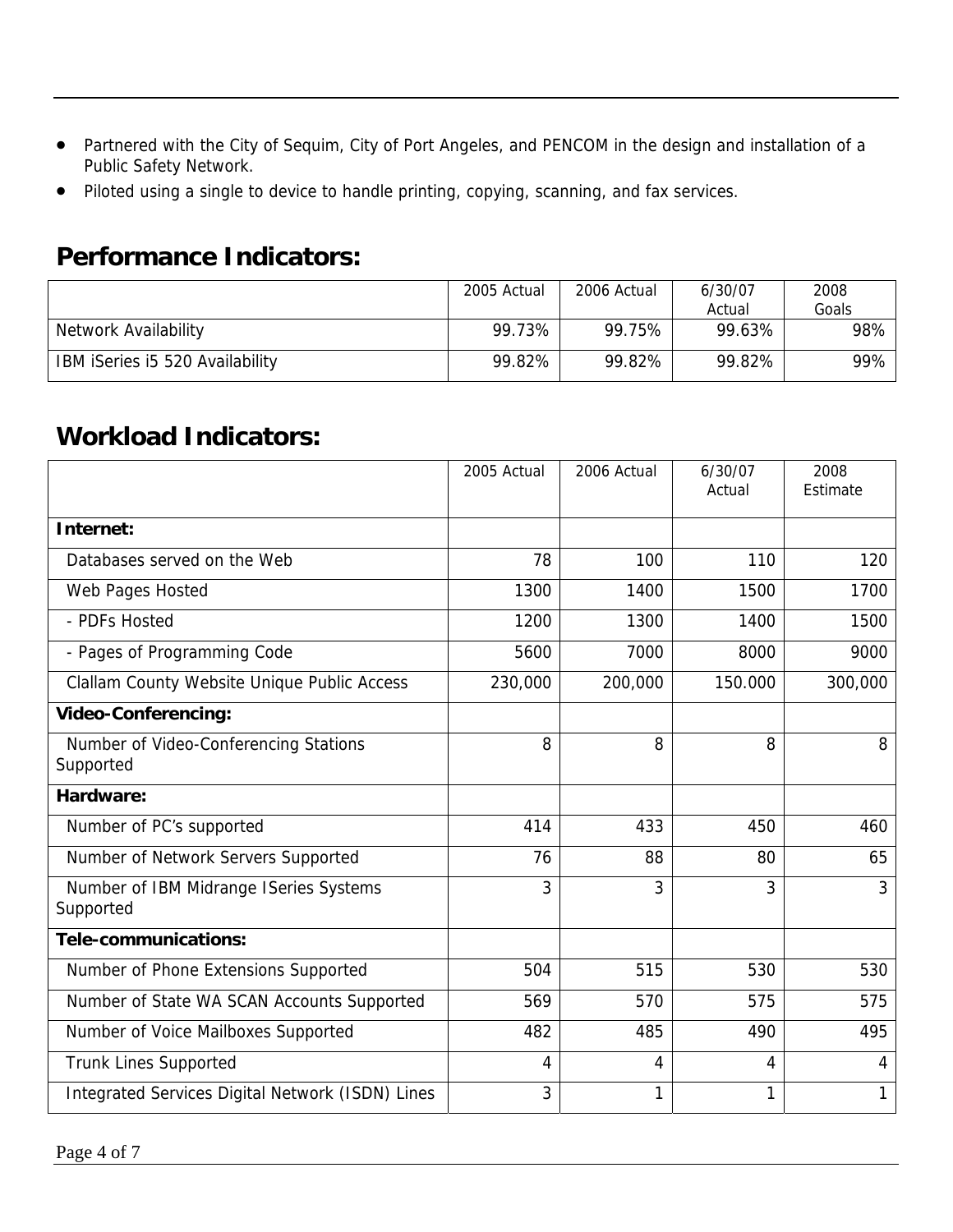- Partnered with the City of Sequim, City of Port Angeles, and PENCOM in the design and installation of a Public Safety Network.
- Piloted using a single to device to handle printing, copying, scanning, and fax services.

## Performance Indicators:

| | 2005 Actual | 2006 Actual | 6/30/07 Actual | 2008 Goals |
|---|---|---|---|---|
| Network Availability | 99.73% | 99.75% | 99.63% | 98% |
| IBM iSeries i5 520 Availability | 99.82% | 99.82% | 99.82% | 99% |

## Workload Indicators:

| | 2005 Actual | 2006 Actual | 6/30/07 Actual | 2008 Estimate |
|---|---|---|---|---|
| **Internet:** | | | | |
| Databases served on the Web | 78 | 100 | 110 | 120 |
| Web Pages Hosted | 1300 | 1400 | 1500 | 1700 |
| - PDFs Hosted | 1200 | 1300 | 1400 | 1500 |
| - Pages of Programming Code | 5600 | 7000 | 8000 | 9000 |
| Clallam County Website Unique Public Access | 230,000 | 200,000 | 150.000 | 300,000 |
| **Video-Conferencing:** | | | | |
| Number of Video-Conferencing Stations Supported | 8 | 8 | 8 | 8 |
| **Hardware:** | | | | |
| Number of PC's supported | 414 | 433 | 450 | 460 |
| Number of Network Servers Supported | 76 | 88 | 80 | 65 |
| Number of IBM Midrange ISeries Systems Supported | 3 | 3 | 3 | 3 |
| **Tele-communications:** | | | | |
| Number of Phone Extensions Supported | 504 | 515 | 530 | 530 |
| Number of State WA SCAN Accounts Supported | 569 | 570 | 575 | 575 |
| Number of Voice Mailboxes Supported | 482 | 485 | 490 | 495 |
| Trunk Lines Supported | 4 | 4 | 4 | 4 |
| Integrated Services Digital Network (ISDN) Lines | 3 | 1 | 1 | 1 |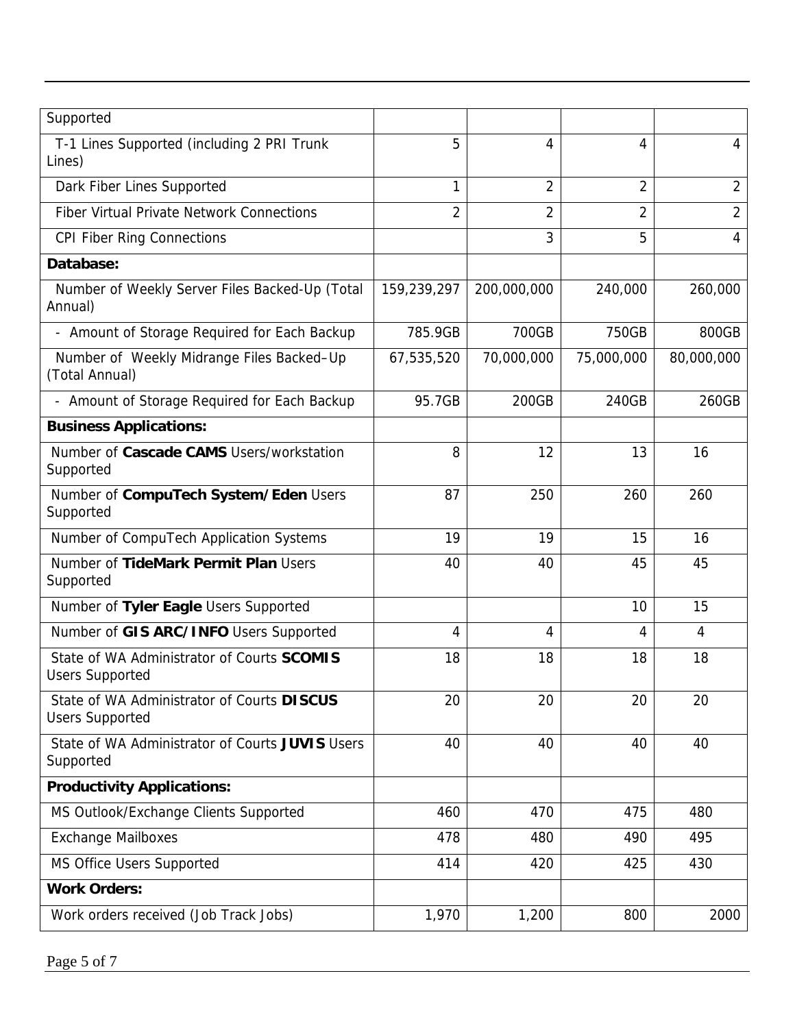| | | | | |
|---|---|---|---|---|
| Supported | | | | |
| T-1 Lines Supported (including 2 PRI Trunk Lines) | 5 | 4 | 4 | 4 |
| Dark Fiber Lines Supported | 1 | 2 | 2 | 2 |
| Fiber Virtual Private Network Connections | 2 | 2 | 2 | 2 |
| CPI Fiber Ring Connections | | 3 | 5 | 4 |
| **Database:** | | | | |
| Number of Weekly Server Files Backed-Up (Total Annual) | 159,239,297 | 200,000,000 | 240,000 | 260,000 |
| - Amount of Storage Required for Each Backup | 785.9GB | 700GB | 750GB | 800GB |
| Number of Weekly Midrange Files Backed–Up (Total Annual) | 67,535,520 | 70,000,000 | 75,000,000 | 80,000,000 |
| - Amount of Storage Required for Each Backup | 95.7GB | 200GB | 240GB | 260GB |
| **Business Applications:** | | | | |
| Number of **Cascade CAMS** Users/workstation Supported | 8 | 12 | 13 | 16 |
| Number of **CompuTech System/Eden** Users Supported | 87 | 250 | 260 | 260 |
| Number of CompuTech Application Systems | 19 | 19 | 15 | 16 |
| Number of **TideMark Permit Plan** Users Supported | 40 | 40 | 45 | 45 |
| Number of **Tyler Eagle** Users Supported | | | 10 | 15 |
| Number of **GIS ARC/INFO** Users Supported | 4 | 4 | 4 | 4 |
| State of WA Administrator of Courts **SCOMIS** Users Supported | 18 | 18 | 18 | 18 |
| State of WA Administrator of Courts **DISCUS** Users Supported | 20 | 20 | 20 | 20 |
| State of WA Administrator of Courts **JUVIS** Users Supported | 40 | 40 | 40 | 40 |
| **Productivity Applications:** | | | | |
| MS Outlook/Exchange Clients Supported | 460 | 470 | 475 | 480 |
| Exchange Mailboxes | 478 | 480 | 490 | 495 |
| MS Office Users Supported | 414 | 420 | 425 | 430 |
| **Work Orders:** | | | | |
| Work orders received (Job Track Jobs) | 1,970 | 1,200 | 800 | 2000 |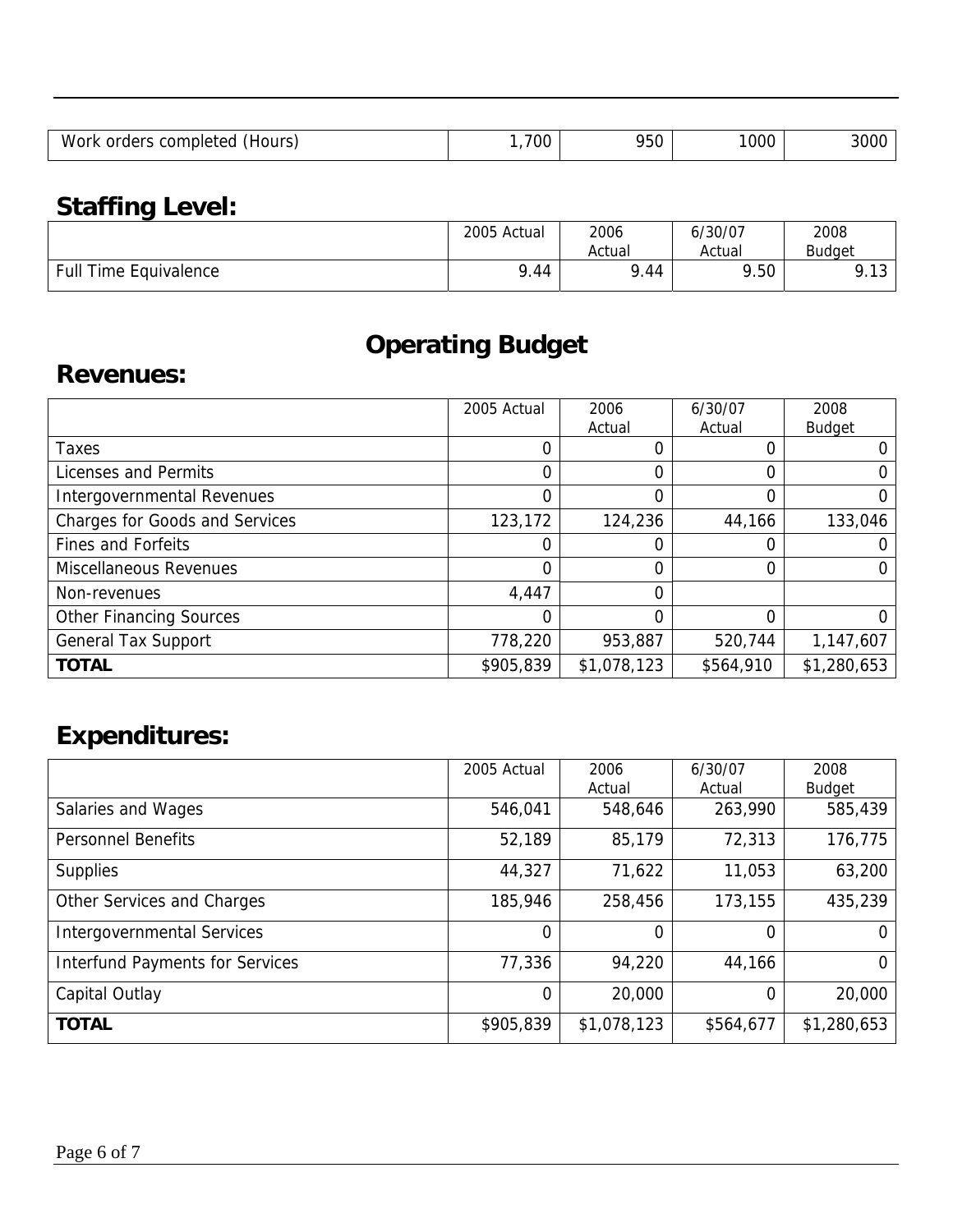| Work orders completed (Hours) | 1,700 | 950 | 1000 | 3000 |
|---|---|---|---|---|

## Staffing Level:

| | 2005 Actual | 2006 Actual | 6/30/07 Actual | 2008 Budget |
|---|---|---|---|---|
| Full Time Equivalence | 9.44 | 9.44 | 9.50 | 9.13 |

# Operating Budget

## Revenues:

| | 2005 Actual | 2006 Actual | 6/30/07 Actual | 2008 Budget |
|---|---|---|---|---|
| Taxes | 0 | 0 | 0 | 0 |
| Licenses and Permits | 0 | 0 | 0 | 0 |
| Intergovernmental Revenues | 0 | 0 | 0 | 0 |
| Charges for Goods and Services | 123,172 | 124,236 | 44,166 | 133,046 |
| Fines and Forfeits | 0 | 0 | 0 | 0 |
| Miscellaneous Revenues | 0 | 0 | 0 | 0 |
| Non-revenues | 4,447 | 0 | | |
| Other Financing Sources | 0 | 0 | 0 | 0 |
| General Tax Support | 778,220 | 953,887 | 520,744 | 1,147,607 |
| **TOTAL** | $905,839 | $1,078,123 | $564,910 | $1,280,653 |

## Expenditures:

| | 2005 Actual | 2006 Actual | 6/30/07 Actual | 2008 Budget |
|---|---|---|---|---|
| Salaries and Wages | 546,041 | 548,646 | 263,990 | 585,439 |
| Personnel Benefits | 52,189 | 85,179 | 72,313 | 176,775 |
| Supplies | 44,327 | 71,622 | 11,053 | 63,200 |
| Other Services and Charges | 185,946 | 258,456 | 173,155 | 435,239 |
| Intergovernmental Services | 0 | 0 | 0 | 0 |
| Interfund Payments for Services | 77,336 | 94,220 | 44,166 | 0 |
| Capital Outlay | 0 | 20,000 | 0 | 20,000 |
| **TOTAL** | $905,839 | $1,078,123 | $564,677 | $1,280,653 |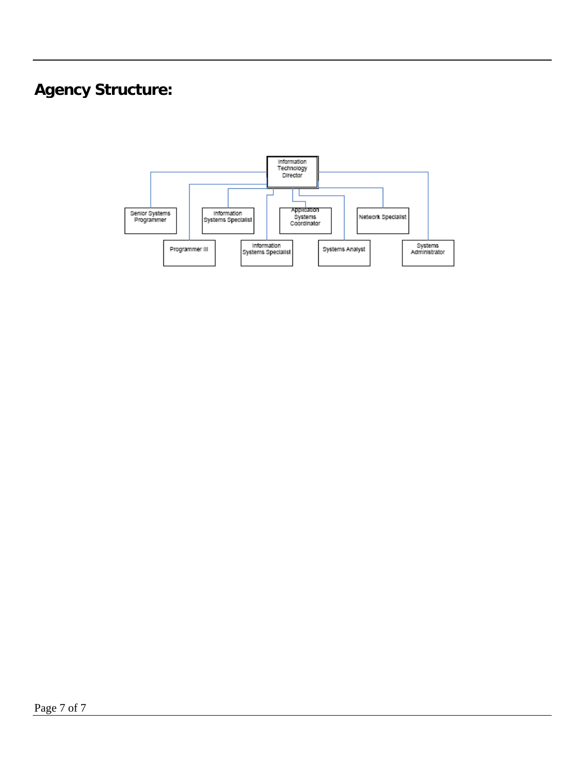## Agency Structure:

Information Technology Director

Senior Systems Programmer

Information Systems Specialist

Application Systems Coordinator

Network Specialist

Programmer III

Information Systems Specialist

Systems Analyst

Systems Administrator